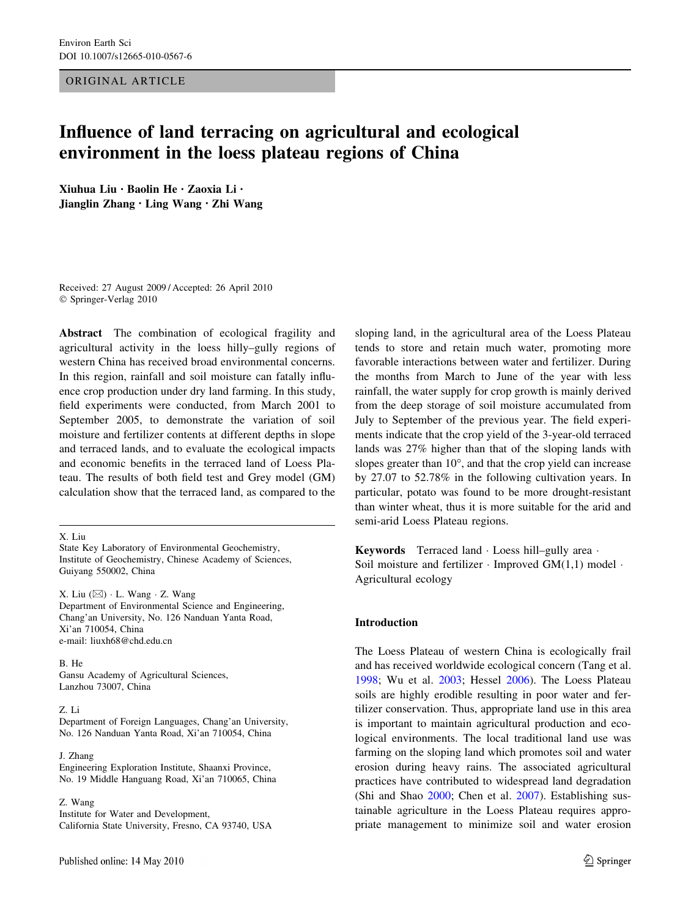Environ Earth Sci
DOI 10.1007/s12665-010-0567-6

ORIGINAL ARTICLE

# Influence of land terracing on agricultural and ecological environment in the loess plateau regions of China

**Xiuhua Liu · Baolin He · Zaoxia Li · Jianglin Zhang · Ling Wang · Zhi Wang**

Received: 27 August 2009 / Accepted: 26 April 2010
© Springer-Verlag 2010

**Abstract** The combination of ecological fragility and agricultural activity in the loess hilly–gully regions of western China has received broad environmental concerns. In this region, rainfall and soil moisture can fatally influence crop production under dry land farming. In this study, field experiments were conducted, from March 2001 to September 2005, to demonstrate the variation of soil moisture and fertilizer contents at different depths in slope and terraced lands, and to evaluate the ecological impacts and economic benefits in the terraced land of Loess Plateau. The results of both field test and Grey model (GM) calculation show that the terraced land, as compared to the sloping land, in the agricultural area of the Loess Plateau tends to store and retain much water, promoting more favorable interactions between water and fertilizer. During the months from March to June of the year with less rainfall, the water supply for crop growth is mainly derived from the deep storage of soil moisture accumulated from July to September of the previous year. The field experiments indicate that the crop yield of the 3-year-old terraced lands was 27% higher than that of the sloping lands with slopes greater than 10°, and that the crop yield can increase by 27.07 to 52.78% in the following cultivation years. In particular, potato was found to be more drought-resistant than winter wheat, thus it is more suitable for the arid and semi-arid Loess Plateau regions.

**Keywords** Terraced land · Loess hill–gully area · Soil moisture and fertilizer · Improved GM(1,1) model · Agricultural ecology

X. Liu
State Key Laboratory of Environmental Geochemistry, Institute of Geochemistry, Chinese Academy of Sciences, Guiyang 550002, China

X. Liu (✉) · L. Wang · Z. Wang
Department of Environmental Science and Engineering, Chang'an University, No. 126 Nanduan Yanta Road, Xi'an 710054, China
e-mail: liuxh68@chd.edu.cn

B. He
Gansu Academy of Agricultural Sciences, Lanzhou 73007, China

Z. Li
Department of Foreign Languages, Chang'an University, No. 126 Nanduan Yanta Road, Xi'an 710054, China

J. Zhang
Engineering Exploration Institute, Shaanxi Province, No. 19 Middle Hanguang Road, Xi'an 710065, China

Z. Wang
Institute for Water and Development, California State University, Fresno, CA 93740, USA

## Introduction

The Loess Plateau of western China is ecologically frail and has received worldwide ecological concern (Tang et al. 1998; Wu et al. 2003; Hessel 2006). The Loess Plateau soils are highly erodible resulting in poor water and fertilizer conservation. Thus, appropriate land use in this area is important to maintain agricultural production and ecological environments. The local traditional land use was farming on the sloping land which promotes soil and water erosion during heavy rains. The associated agricultural practices have contributed to widespread land degradation (Shi and Shao 2000; Chen et al. 2007). Establishing sustainable agriculture in the Loess Plateau requires appropriate management to minimize soil and water erosion

Published online: 14 May 2010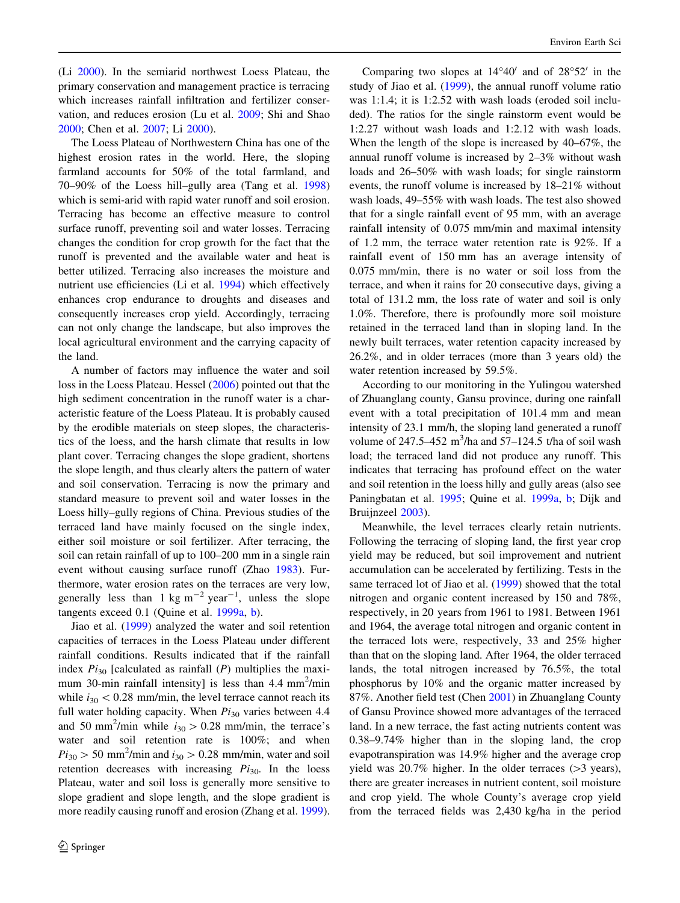(Li 2000). In the semiarid northwest Loess Plateau, the primary conservation and management practice is terracing which increases rainfall infiltration and fertilizer conservation, and reduces erosion (Lu et al. 2009; Shi and Shao 2000; Chen et al. 2007; Li 2000).

The Loess Plateau of Northwestern China has one of the highest erosion rates in the world. Here, the sloping farmland accounts for 50% of the total farmland, and 70–90% of the Loess hill–gully area (Tang et al. 1998) which is semi-arid with rapid water runoff and soil erosion. Terracing has become an effective measure to control surface runoff, preventing soil and water losses. Terracing changes the condition for crop growth for the fact that the runoff is prevented and the available water and heat is better utilized. Terracing also increases the moisture and nutrient use efficiencies (Li et al. 1994) which effectively enhances crop endurance to droughts and diseases and consequently increases crop yield. Accordingly, terracing can not only change the landscape, but also improves the local agricultural environment and the carrying capacity of the land.

A number of factors may influence the water and soil loss in the Loess Plateau. Hessel (2006) pointed out that the high sediment concentration in the runoff water is a characteristic feature of the Loess Plateau. It is probably caused by the erodible materials on steep slopes, the characteristics of the loess, and the harsh climate that results in low plant cover. Terracing changes the slope gradient, shortens the slope length, and thus clearly alters the pattern of water and soil conservation. Terracing is now the primary and standard measure to prevent soil and water losses in the Loess hilly–gully regions of China. Previous studies of the terraced land have mainly focused on the single index, either soil moisture or soil fertilizer. After terracing, the soil can retain rainfall of up to 100–200 mm in a single rain event without causing surface runoff (Zhao 1983). Furthermore, water erosion rates on the terraces are very low, generally less than 1 kg $m^{-2}$ $year^{-1}$, unless the slope tangents exceed 0.1 (Quine et al. 1999a, b).

Jiao et al. (1999) analyzed the water and soil retention capacities of terraces in the Loess Plateau under different rainfall conditions. Results indicated that if the rainfall index $Pi_{30}$ [calculated as rainfall ($P$) multiplies the maximum 30-min rainfall intensity] is less than 4.4 $mm^2$/min while $i_{30} < 0.28$ mm/min, the level terrace cannot reach its full water holding capacity. When $Pi_{30}$ varies between 4.4 and 50 $mm^2$/min while $i_{30} > 0.28$ mm/min, the terrace's water and soil retention rate is 100%; and when $Pi_{30} > 50$ $mm^2$/min and $i_{30} > 0.28$ mm/min, water and soil retention decreases with increasing $Pi_{30}$. In the loess Plateau, water and soil loss is generally more sensitive to slope gradient and slope length, and the slope gradient is more readily causing runoff and erosion (Zhang et al. 1999).

Comparing two slopes at 14°40′ and of 28°52′ in the study of Jiao et al. (1999), the annual runoff volume ratio was 1:1.4; it is 1:2.52 with wash loads (eroded soil included). The ratios for the single rainstorm event would be 1:2.27 without wash loads and 1:2.12 with wash loads. When the length of the slope is increased by 40–67%, the annual runoff volume is increased by 2–3% without wash loads and 26–50% with wash loads; for single rainstorm events, the runoff volume is increased by 18–21% without wash loads, 49–55% with wash loads. The test also showed that for a single rainfall event of 95 mm, with an average rainfall intensity of 0.075 mm/min and maximal intensity of 1.2 mm, the terrace water retention rate is 92%. If a rainfall event of 150 mm has an average intensity of 0.075 mm/min, there is no water or soil loss from the terrace, and when it rains for 20 consecutive days, giving a total of 131.2 mm, the loss rate of water and soil is only 1.0%. Therefore, there is profoundly more soil moisture retained in the terraced land than in sloping land. In the newly built terraces, water retention capacity increased by 26.2%, and in older terraces (more than 3 years old) the water retention increased by 59.5%.

According to our monitoring in the Yulingou watershed of Zhuanglang county, Gansu province, during one rainfall event with a total precipitation of 101.4 mm and mean intensity of 23.1 mm/h, the sloping land generated a runoff volume of 247.5–452 $m^3$/ha and 57–124.5 t/ha of soil wash load; the terraced land did not produce any runoff. This indicates that terracing has profound effect on the water and soil retention in the loess hilly and gully areas (also see Paningbatan et al. 1995; Quine et al. 1999a, b; Dijk and Bruijnzeel 2003).

Meanwhile, the level terraces clearly retain nutrients. Following the terracing of sloping land, the first year crop yield may be reduced, but soil improvement and nutrient accumulation can be accelerated by fertilizing. Tests in the same terraced lot of Jiao et al. (1999) showed that the total nitrogen and organic content increased by 150 and 78%, respectively, in 20 years from 1961 to 1981. Between 1961 and 1964, the average total nitrogen and organic content in the terraced lots were, respectively, 33 and 25% higher than that on the sloping land. After 1964, the older terraced lands, the total nitrogen increased by 76.5%, the total phosphorus by 10% and the organic matter increased by 87%. Another field test (Chen 2001) in Zhuanglang County of Gansu Province showed more advantages of the terraced land. In a new terrace, the fast acting nutrients content was 0.38–9.74% higher than in the sloping land, the crop evapotranspiration was 14.9% higher and the average crop yield was 20.7% higher. In the older terraces (>3 years), there are greater increases in nutrient content, soil moisture and crop yield. The whole County's average crop yield from the terraced fields was 2,430 kg/ha in the period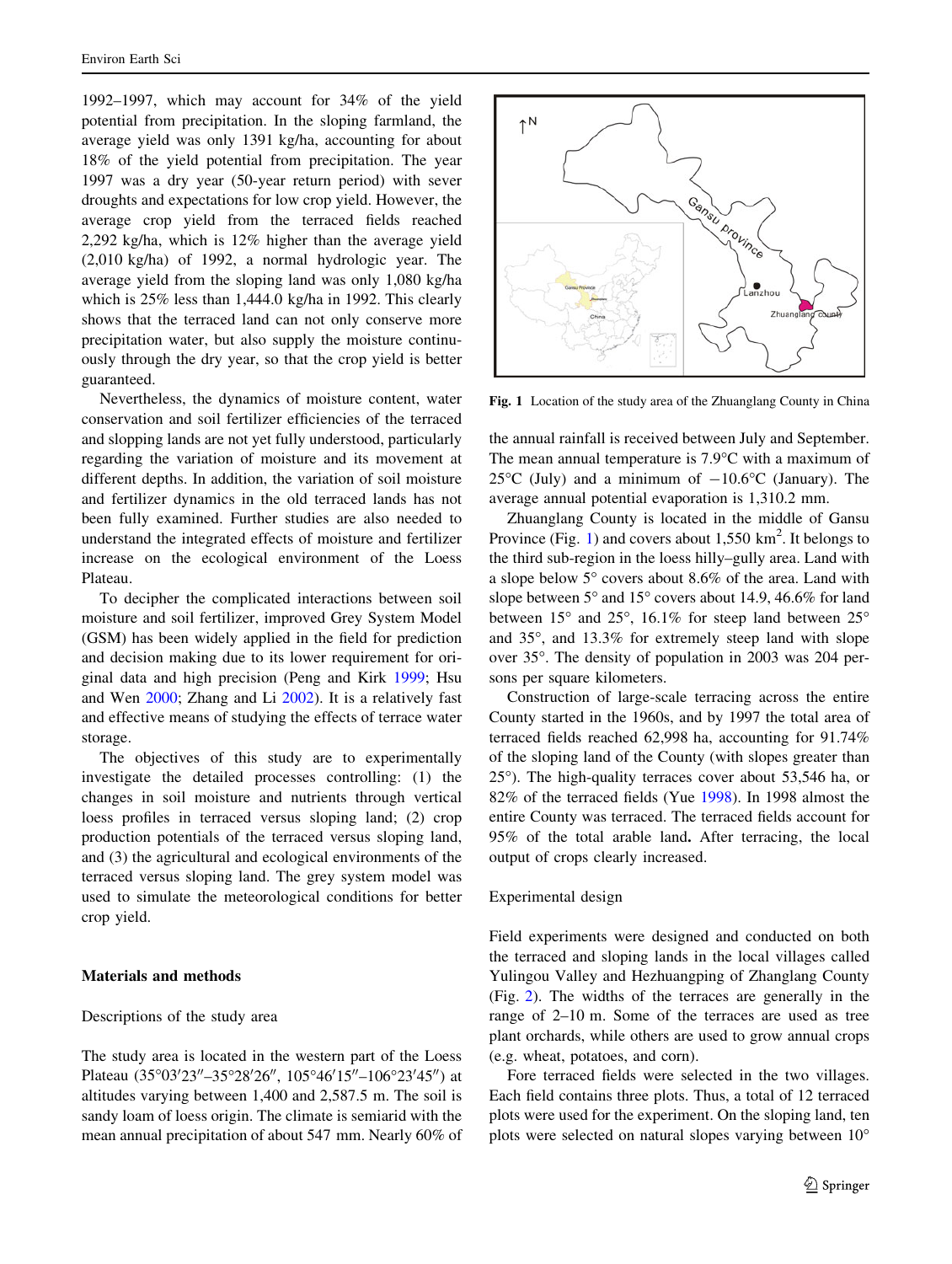1992–1997, which may account for 34% of the yield potential from precipitation. In the sloping farmland, the average yield was only 1391 kg/ha, accounting for about 18% of the yield potential from precipitation. The year 1997 was a dry year (50-year return period) with sever droughts and expectations for low crop yield. However, the average crop yield from the terraced fields reached 2,292 kg/ha, which is 12% higher than the average yield (2,010 kg/ha) of 1992, a normal hydrologic year. The average yield from the sloping land was only 1,080 kg/ha which is 25% less than 1,444.0 kg/ha in 1992. This clearly shows that the terraced land can not only conserve more precipitation water, but also supply the moisture continuously through the dry year, so that the crop yield is better guaranteed.

Nevertheless, the dynamics of moisture content, water conservation and soil fertilizer efficiencies of the terraced and slopping lands are not yet fully understood, particularly regarding the variation of moisture and its movement at different depths. In addition, the variation of soil moisture and fertilizer dynamics in the old terraced lands has not been fully examined. Further studies are also needed to understand the integrated effects of moisture and fertilizer increase on the ecological environment of the Loess Plateau.

To decipher the complicated interactions between soil moisture and soil fertilizer, improved Grey System Model (GSM) has been widely applied in the field for prediction and decision making due to its lower requirement for original data and high precision (Peng and Kirk 1999; Hsu and Wen 2000; Zhang and Li 2002). It is a relatively fast and effective means of studying the effects of terrace water storage.

The objectives of this study are to experimentally investigate the detailed processes controlling: (1) the changes in soil moisture and nutrients through vertical loess profiles in terraced versus sloping land; (2) crop production potentials of the terraced versus sloping land, and (3) the agricultural and ecological environments of the terraced versus sloping land. The grey system model was used to simulate the meteorological conditions for better crop yield.

## Materials and methods

### Descriptions of the study area

The study area is located in the western part of the Loess Plateau (35°03′23″–35°28′26″, 105°46′15″–106°23′45″) at altitudes varying between 1,400 and 2,587.5 m. The soil is sandy loam of loess origin. The climate is semiarid with the mean annual precipitation of about 547 mm. Nearly 60% of the annual rainfall is received between July and September. The mean annual temperature is 7.9°C with a maximum of 25°C (July) and a minimum of −10.6°C (January). The average annual potential evaporation is 1,310.2 mm.

**Fig. 1** Location of the study area of the Zhuanglang County in China

Zhuanglang County is located in the middle of Gansu Province (Fig. 1) and covers about 1,550 km$^2$. It belongs to the third sub-region in the loess hilly–gully area. Land with a slope below 5° covers about 8.6% of the area. Land with slope between 5° and 15° covers about 14.9, 46.6% for land between 15° and 25°, 16.1% for steep land between 25° and 35°, and 13.3% for extremely steep land with slope over 35°. The density of population in 2003 was 204 persons per square kilometers.

Construction of large-scale terracing across the entire County started in the 1960s, and by 1997 the total area of terraced fields reached 62,998 ha, accounting for 91.74% of the sloping land of the County (with slopes greater than 25°). The high-quality terraces cover about 53,546 ha, or 82% of the terraced fields (Yue 1998). In 1998 almost the entire County was terraced. The terraced fields account for 95% of the total arable land**.** After terracing, the local output of crops clearly increased.

### Experimental design

Field experiments were designed and conducted on both the terraced and sloping lands in the local villages called Yulingou Valley and Hezhuangping of Zhanglang County (Fig. 2). The widths of the terraces are generally in the range of 2–10 m. Some of the terraces are used as tree plant orchards, while others are used to grow annual crops (e.g. wheat, potatoes, and corn).

Fore terraced fields were selected in the two villages. Each field contains three plots. Thus, a total of 12 terraced plots were used for the experiment. On the sloping land, ten plots were selected on natural slopes varying between 10°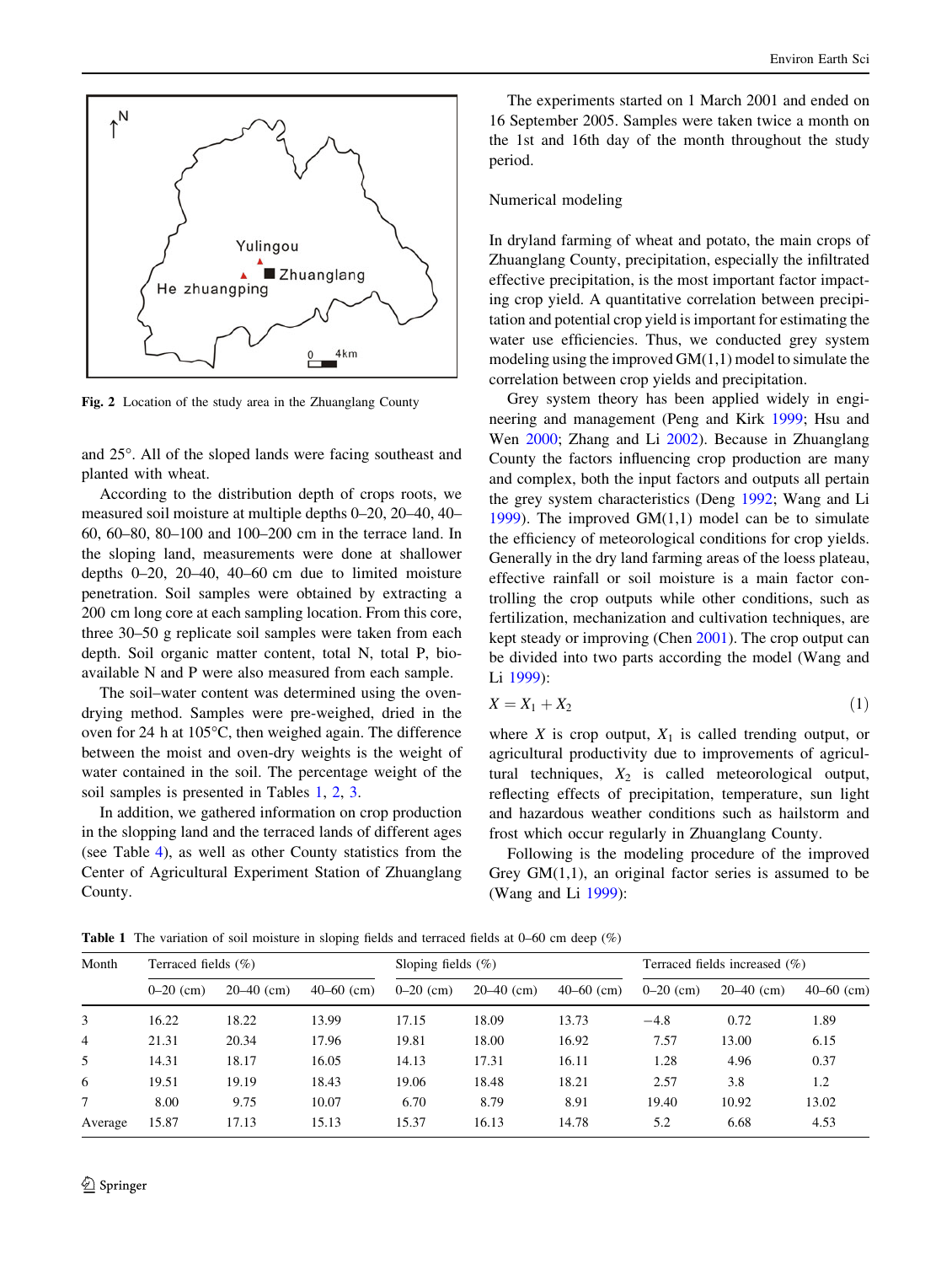Fig. 2 Location of the study area in the Zhuanglang County

and 25°. All of the sloped lands were facing southeast and planted with wheat.

According to the distribution depth of crops roots, we measured soil moisture at multiple depths 0–20, 20–40, 40–60, 60–80, 80–100 and 100–200 cm in the terrace land. In the sloping land, measurements were done at shallower depths 0–20, 20–40, 40–60 cm due to limited moisture penetration. Soil samples were obtained by extracting a 200 cm long core at each sampling location. From this core, three 30–50 g replicate soil samples were taken from each depth. Soil organic matter content, total N, total P, bio-available N and P were also measured from each sample.

The soil–water content was determined using the oven-drying method. Samples were pre-weighed, dried in the oven for 24 h at 105°C, then weighed again. The difference between the moist and oven-dry weights is the weight of water contained in the soil. The percentage weight of the soil samples is presented in Tables 1, 2, 3.

In addition, we gathered information on crop production in the slopping land and the terraced lands of different ages (see Table 4), as well as other County statistics from the Center of Agricultural Experiment Station of Zhuanglang County.

The experiments started on 1 March 2001 and ended on 16 September 2005. Samples were taken twice a month on the 1st and 16th day of the month throughout the study period.

## Numerical modeling

In dryland farming of wheat and potato, the main crops of Zhuanglang County, precipitation, especially the infiltrated effective precipitation, is the most important factor impacting crop yield. A quantitative correlation between precipitation and potential crop yield is important for estimating the water use efficiencies. Thus, we conducted grey system modeling using the improved GM(1,1) model to simulate the correlation between crop yields and precipitation.

Grey system theory has been applied widely in engineering and management (Peng and Kirk 1999; Hsu and Wen 2000; Zhang and Li 2002). Because in Zhuanglang County the factors influencing crop production are many and complex, both the input factors and outputs all pertain the grey system characteristics (Deng 1992; Wang and Li 1999). The improved GM(1,1) model can be to simulate the efficiency of meteorological conditions for crop yields. Generally in the dry land farming areas of the loess plateau, effective rainfall or soil moisture is a main factor controlling the crop outputs while other conditions, such as fertilization, mechanization and cultivation techniques, are kept steady or improving (Chen 2001). The crop output can be divided into two parts according the model (Wang and Li 1999):

$$X = X_1 + X_2 \tag{1}$$

where $X$ is crop output, $X_1$ is called trending output, or agricultural productivity due to improvements of agricultural techniques, $X_2$ is called meteorological output, reflecting effects of precipitation, temperature, sun light and hazardous weather conditions such as hailstorm and frost which occur regularly in Zhuanglang County.

Following is the modeling procedure of the improved Grey GM(1,1), an original factor series is assumed to be (Wang and Li 1999):

**Table 1** The variation of soil moisture in sloping fields and terraced fields at 0–60 cm deep (%)

| Month | Terraced fields (%) | | | Sloping fields (%) | | | Terraced fields increased (%) | | |
|---|---|---|---|---|---|---|---|---|---|
| | 0–20 (cm) | 20–40 (cm) | 40–60 (cm) | 0–20 (cm) | 20–40 (cm) | 40–60 (cm) | 0–20 (cm) | 20–40 (cm) | 40–60 (cm) |
| 3 | 16.22 | 18.22 | 13.99 | 17.15 | 18.09 | 13.73 | −4.8 | 0.72 | 1.89 |
| 4 | 21.31 | 20.34 | 17.96 | 19.81 | 18.00 | 16.92 | 7.57 | 13.00 | 6.15 |
| 5 | 14.31 | 18.17 | 16.05 | 14.13 | 17.31 | 16.11 | 1.28 | 4.96 | 0.37 |
| 6 | 19.51 | 19.19 | 18.43 | 19.06 | 18.48 | 18.21 | 2.57 | 3.8 | 1.2 |
| 7 | 8.00 | 9.75 | 10.07 | 6.70 | 8.79 | 8.91 | 19.40 | 10.92 | 13.02 |
| Average | 15.87 | 17.13 | 15.13 | 15.37 | 16.13 | 14.78 | 5.2 | 6.68 | 4.53 |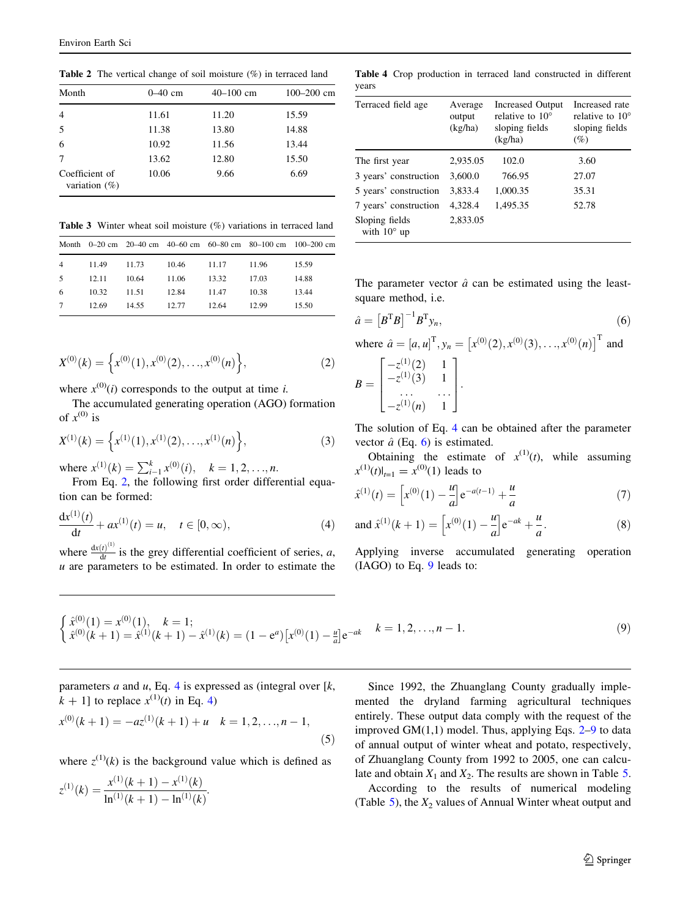**Table 2** The vertical change of soil moisture (%) in terraced land

| Month | 0–40 cm | 40–100 cm | 100–200 cm |
|---|---|---|---|
| 4 | 11.61 | 11.20 | 15.59 |
| 5 | 11.38 | 13.80 | 14.88 |
| 6 | 10.92 | 11.56 | 13.44 |
| 7 | 13.62 | 12.80 | 15.50 |
| Coefficient of variation (%) | 10.06 | 9.66 | 6.69 |

**Table 3** Winter wheat soil moisture (%) variations in terraced land

| Month | 0–20 cm | 20–40 cm | 40–60 cm | 60–80 cm | 80–100 cm | 100–200 cm |
|---|---|---|---|---|---|---|
| 4 | 11.49 | 11.73 | 10.46 | 11.17 | 11.96 | 15.59 |
| 5 | 12.11 | 10.64 | 11.06 | 13.32 | 17.03 | 14.88 |
| 6 | 10.32 | 11.51 | 12.84 | 11.47 | 10.38 | 13.44 |
| 7 | 12.69 | 14.55 | 12.77 | 12.64 | 12.99 | 15.50 |

$$X^{(0)}(k) = \left\{x^{(0)}(1), x^{(0)}(2), \ldots, x^{(0)}(n)\right\}, \tag{2}$$

where $x^{(0)}(i)$ corresponds to the output at time $i$.

The accumulated generating operation (AGO) formation of $x^{(0)}$ is

$$X^{(1)}(k) = \left\{x^{(1)}(1), x^{(1)}(2), \ldots, x^{(1)}(n)\right\}, \tag{3}$$

where $x^{(1)}(k) = \sum_{i-1}^{k} x^{(0)}(i), \quad k = 1, 2, \ldots, n.$

From Eq. 2, the following first order differential equation can be formed:

$$\frac{\mathrm{d}x^{(1)}(t)}{\mathrm{d}t} + ax^{(1)}(t) = u, \quad t \in [0, \infty), \tag{4}$$

where $\frac{\mathrm{d}x(t)^{(1)}}{\mathrm{d}t}$ is the grey differential coefficient of series, $a$, $u$ are parameters to be estimated. In order to estimate the parameters $a$ and $u$, Eq. 4 is expressed as (integral over [$k$, $k+1$] to replace $x^{(1)}(t)$ in Eq. 4)

$$x^{(0)}(k+1) = -az^{(1)}(k+1) + u \quad k = 1, 2, \ldots, n-1, \tag{5}$$

where $z^{(1)}(k)$ is the background value which is defined as

$$z^{(1)}(k) = \frac{x^{(1)}(k+1) - x^{(1)}(k)}{\ln^{(1)}(k+1) - \ln^{(1)}(k)}.$$

**Table 4** Crop production in terraced land constructed in different years

| Terraced field age | Average output (kg/ha) | Increased Output relative to 10° sloping fields (kg/ha) | Increased rate relative to 10° sloping fields (%) |
|---|---|---|---|
| The first year | 2,935.05 | 102.0 | 3.60 |
| 3 years' construction | 3,600.0 | 766.95 | 27.07 |
| 5 years' construction | 3,833.4 | 1,000.35 | 35.31 |
| 7 years' construction | 4,328.4 | 1,495.35 | 52.78 |
| Sloping fields with 10° up | 2,833.05 | | |

The parameter vector $\hat{a}$ can be estimated using the least-square method, i.e.

$$\hat{a} = \left[B^{\mathrm{T}}B\right]^{-1}B^{\mathrm{T}}y_n, \tag{6}$$

where $\hat{a} = [a, u]^{\mathrm{T}}, y_n = \left[x^{(0)}(2), x^{(0)}(3), \ldots, x^{(0)}(n)\right]^{\mathrm{T}}$ and

$$B = \begin{bmatrix} -z^{(1)}(2) & 1 \\ -z^{(1)}(3) & 1 \\ \ldots & \ldots \\ -z^{(1)}(n) & 1 \end{bmatrix}.$$

The solution of Eq. 4 can be obtained after the parameter vector $\hat{a}$ (Eq. 6) is estimated.

Obtaining the estimate of $x^{(1)}(t)$, while assuming $x^{(1)}(t)|_{t=1} = x^{(0)}(1)$ leads to

$$\hat{x}^{(1)}(t) = \left[x^{(0)}(1) - \frac{u}{a}\right]\mathrm{e}^{-a(t-1)} + \frac{u}{a} \tag{7}$$

$$\text{and } \hat{x}^{(1)}(k+1) = \left[x^{(0)}(1) - \frac{u}{a}\right]\mathrm{e}^{-ak} + \frac{u}{a}. \tag{8}$$

Applying inverse accumulated generating operation (IAGO) to Eq. 9 leads to:

$$\begin{cases} \hat{x}^{(0)}(1) = x^{(0)}(1), \quad k = 1; \\ \hat{x}^{(0)}(k+1) = \hat{x}^{(1)}(k+1) - \hat{x}^{(1)}(k) = (1 - \mathrm{e}^{a})\left[x^{(0)}(1) - \frac{u}{a}\right]\mathrm{e}^{-ak} \end{cases} \quad k = 1, 2, \ldots, n-1. \tag{9}$$

Since 1992, the Zhuanglang County gradually implemented the dryland farming agricultural techniques entirely. These output data comply with the request of the improved GM(1,1) model. Thus, applying Eqs. 2–9 to data of annual output of winter wheat and potato, respectively, of Zhuanglang County from 1992 to 2005, one can calculate and obtain $X_1$ and $X_2$. The results are shown in Table 5.

According to the results of numerical modeling (Table 5), the $X_2$ values of Annual Winter wheat output and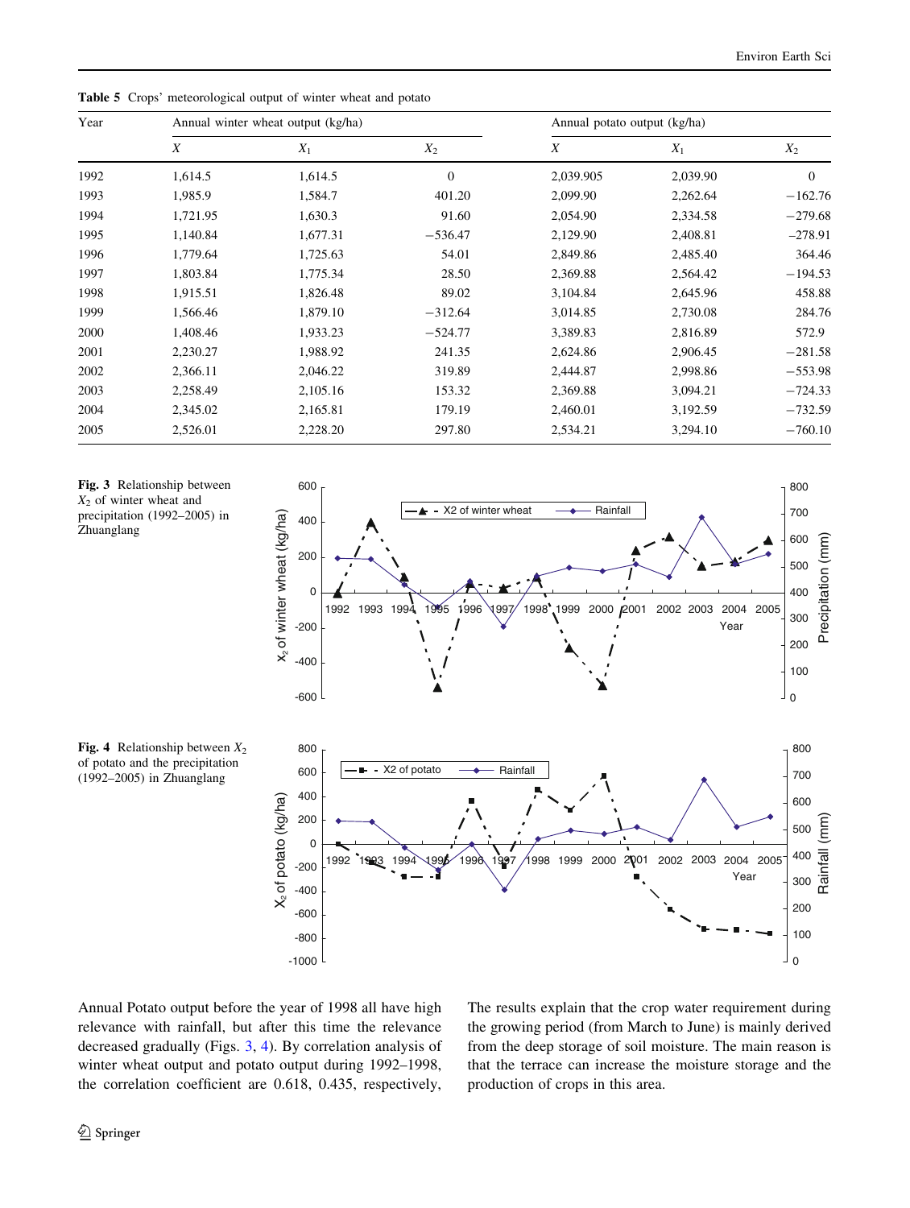**Table 5** Crops' meteorological output of winter wheat and potato

| Year | Annual winter wheat output (kg/ha) | | | Annual potato output (kg/ha) | | |
|---|---|---|---|---|---|---|
| | $X$ | $X_1$ | $X_2$ | $X$ | $X_1$ | $X_2$ |
| 1992 | 1,614.5 | 1,614.5 | 0 | 2,039.905 | 2,039.90 | 0 |
| 1993 | 1,985.9 | 1,584.7 | 401.20 | 2,099.90 | 2,262.64 | −162.76 |
| 1994 | 1,721.95 | 1,630.3 | 91.60 | 2,054.90 | 2,334.58 | −279.68 |
| 1995 | 1,140.84 | 1,677.31 | −536.47 | 2,129.90 | 2,408.81 | −278.91 |
| 1996 | 1,779.64 | 1,725.63 | 54.01 | 2,849.86 | 2,485.40 | 364.46 |
| 1997 | 1,803.84 | 1,775.34 | 28.50 | 2,369.88 | 2,564.42 | −194.53 |
| 1998 | 1,915.51 | 1,826.48 | 89.02 | 3,104.84 | 2,645.96 | 458.88 |
| 1999 | 1,566.46 | 1,879.10 | −312.64 | 3,014.85 | 2,730.08 | 284.76 |
| 2000 | 1,408.46 | 1,933.23 | −524.77 | 3,389.83 | 2,816.89 | 572.9 |
| 2001 | 2,230.27 | 1,988.92 | 241.35 | 2,624.86 | 2,906.45 | −281.58 |
| 2002 | 2,366.11 | 2,046.22 | 319.89 | 2,444.87 | 2,998.86 | −553.98 |
| 2003 | 2,258.49 | 2,105.16 | 153.32 | 2,369.88 | 3,094.21 | −724.33 |
| 2004 | 2,345.02 | 2,165.81 | 179.19 | 2,460.01 | 3,192.59 | −732.59 |
| 2005 | 2,526.01 | 2,228.20 | 297.80 | 2,534.21 | 3,294.10 | −760.10 |

**Fig. 3** Relationship between $X_2$ of winter wheat and precipitation (1992–2005) in Zhuanglang

**Fig. 4** Relationship between $X_2$ of potato and the precipitation (1992–2005) in Zhuanglang

Annual Potato output before the year of 1998 all have high relevance with rainfall, but after this time the relevance decreased gradually (Figs. 3, 4). By correlation analysis of winter wheat output and potato output during 1992–1998, the correlation coefficient are 0.618, 0.435, respectively, The results explain that the crop water requirement during the growing period (from March to June) is mainly derived from the deep storage of soil moisture. The main reason is that the terrace can increase the moisture storage and the production of crops in this area.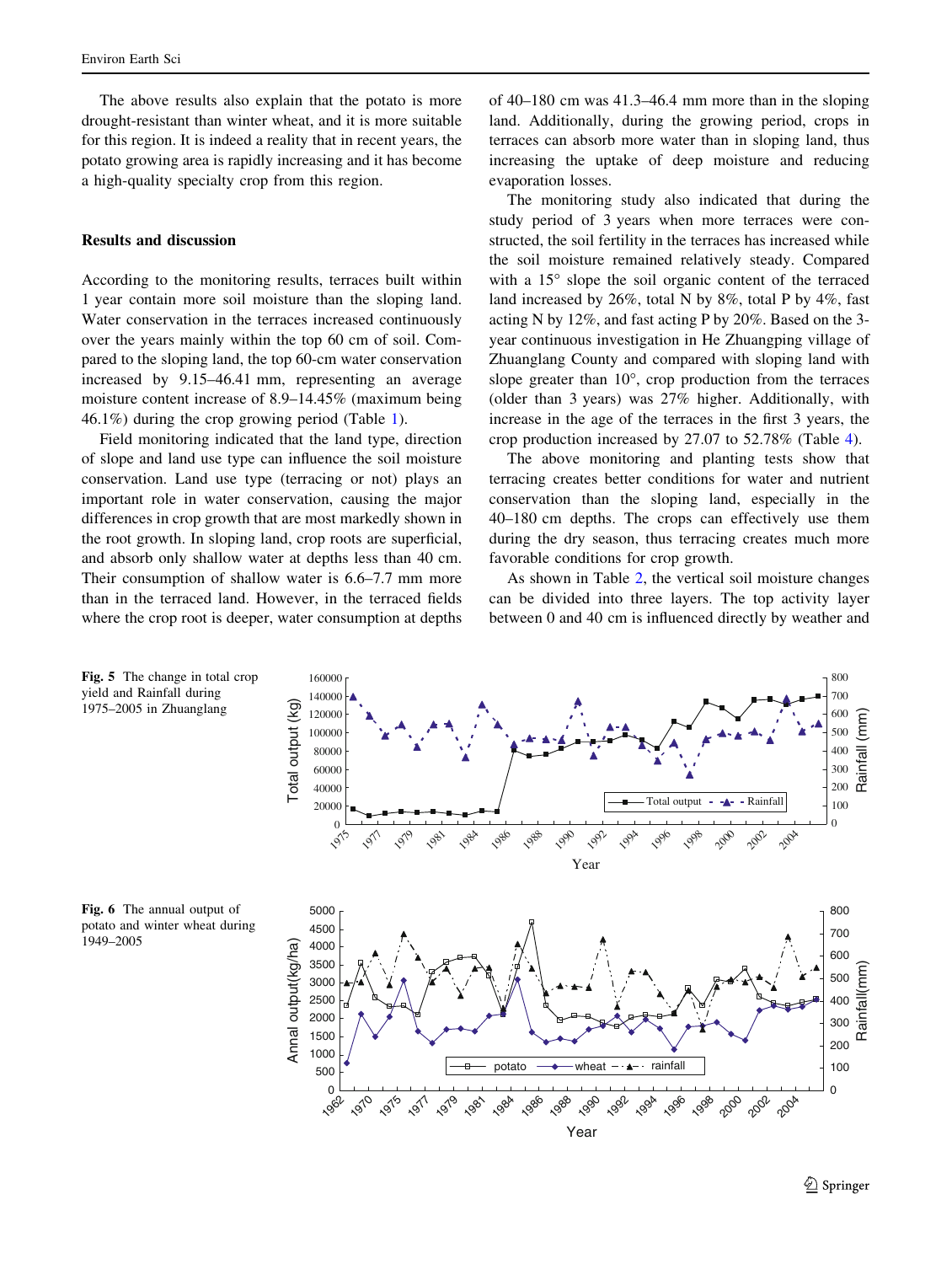The above results also explain that the potato is more drought-resistant than winter wheat, and it is more suitable for this region. It is indeed a reality that in recent years, the potato growing area is rapidly increasing and it has become a high-quality specialty crop from this region.

## Results and discussion

According to the monitoring results, terraces built within 1 year contain more soil moisture than the sloping land. Water conservation in the terraces increased continuously over the years mainly within the top 60 cm of soil. Compared to the sloping land, the top 60-cm water conservation increased by 9.15–46.41 mm, representing an average moisture content increase of 8.9–14.45% (maximum being 46.1%) during the crop growing period (Table 1).

Field monitoring indicated that the land type, direction of slope and land use type can influence the soil moisture conservation. Land use type (terracing or not) plays an important role in water conservation, causing the major differences in crop growth that are most markedly shown in the root growth. In sloping land, crop roots are superficial, and absorb only shallow water at depths less than 40 cm. Their consumption of shallow water is 6.6–7.7 mm more than in the terraced land. However, in the terraced fields where the crop root is deeper, water consumption at depths of 40–180 cm was 41.3–46.4 mm more than in the sloping land. Additionally, during the growing period, crops in terraces can absorb more water than in sloping land, thus increasing the uptake of deep moisture and reducing evaporation losses.

The monitoring study also indicated that during the study period of 3 years when more terraces were constructed, the soil fertility in the terraces has increased while the soil moisture remained relatively steady. Compared with a 15° slope the soil organic content of the terraced land increased by 26%, total N by 8%, total P by 4%, fast acting N by 12%, and fast acting P by 20%. Based on the 3-year continuous investigation in He Zhuangping village of Zhuanglang County and compared with sloping land with slope greater than 10°, crop production from the terraces (older than 3 years) was 27% higher. Additionally, with increase in the age of the terraces in the first 3 years, the crop production increased by 27.07 to 52.78% (Table 4).

The above monitoring and planting tests show that terracing creates better conditions for water and nutrient conservation than the sloping land, especially in the 40–180 cm depths. The crops can effectively use them during the dry season, thus terracing creates much more favorable conditions for crop growth.

As shown in Table 2, the vertical soil moisture changes can be divided into three layers. The top activity layer between 0 and 40 cm is influenced directly by weather and

**Fig. 5** The change in total crop yield and Rainfall during 1975–2005 in Zhuanglang

**Fig. 6** The annual output of potato and winter wheat during 1949–2005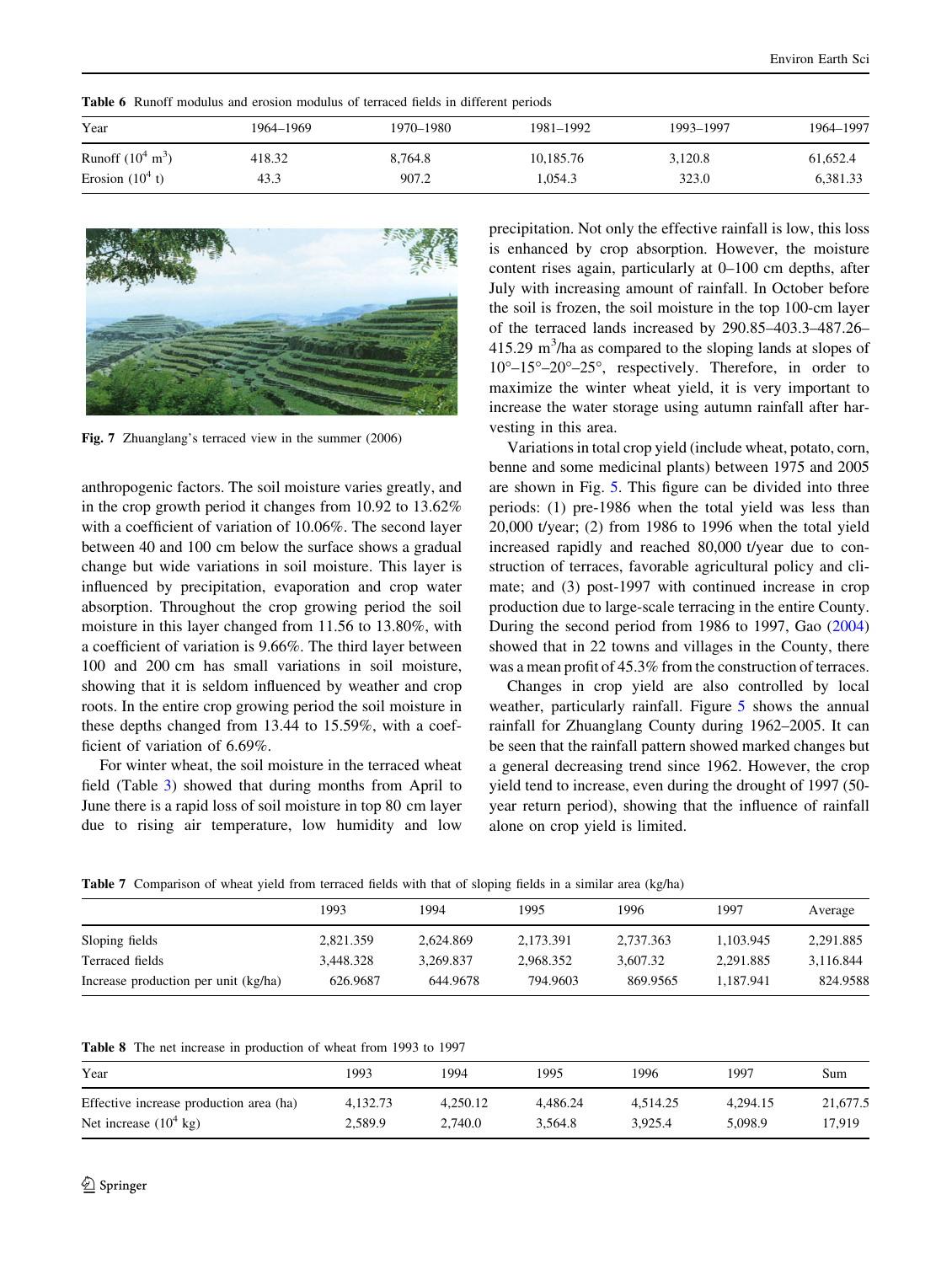**Table 6** Runoff modulus and erosion modulus of terraced fields in different periods

| Year | 1964–1969 | 1970–1980 | 1981–1992 | 1993–1997 | 1964–1997 |
|---|---|---|---|---|---|
| Runoff ($10^4$ $m^3$) | 418.32 | 8,764.8 | 10,185.76 | 3,120.8 | 61,652.4 |
| Erosion ($10^4$ t) | 43.3 | 907.2 | 1,054.3 | 323.0 | 6,381.33 |

Fig. 7 Zhuanglang's terraced view in the summer (2006)

anthropogenic factors. The soil moisture varies greatly, and in the crop growth period it changes from 10.92 to 13.62% with a coefficient of variation of 10.06%. The second layer between 40 and 100 cm below the surface shows a gradual change but wide variations in soil moisture. This layer is influenced by precipitation, evaporation and crop water absorption. Throughout the crop growing period the soil moisture in this layer changed from 11.56 to 13.80%, with a coefficient of variation is 9.66%. The third layer between 100 and 200 cm has small variations in soil moisture, showing that it is seldom influenced by weather and crop roots. In the entire crop growing period the soil moisture in these depths changed from 13.44 to 15.59%, with a coefficient of variation of 6.69%.

For winter wheat, the soil moisture in the terraced wheat field (Table 3) showed that during months from April to June there is a rapid loss of soil moisture in top 80 cm layer due to rising air temperature, low humidity and low precipitation. Not only the effective rainfall is low, this loss is enhanced by crop absorption. However, the moisture content rises again, particularly at 0–100 cm depths, after July with increasing amount of rainfall. In October before the soil is frozen, the soil moisture in the top 100-cm layer of the terraced lands increased by 290.85–403.3–487.26–415.29 $m^3$/ha as compared to the sloping lands at slopes of 10°–15°–20°–25°, respectively. Therefore, in order to maximize the winter wheat yield, it is very important to increase the water storage using autumn rainfall after harvesting in this area.

Variations in total crop yield (include wheat, potato, corn, benne and some medicinal plants) between 1975 and 2005 are shown in Fig. 5. This figure can be divided into three periods: (1) pre-1986 when the total yield was less than 20,000 t/year; (2) from 1986 to 1996 when the total yield increased rapidly and reached 80,000 t/year due to construction of terraces, favorable agricultural policy and climate; and (3) post-1997 with continued increase in crop production due to large-scale terracing in the entire County. During the second period from 1986 to 1997, Gao (2004) showed that in 22 towns and villages in the County, there was a mean profit of 45.3% from the construction of terraces.

Changes in crop yield are also controlled by local weather, particularly rainfall. Figure 5 shows the annual rainfall for Zhuanglang County during 1962–2005. It can be seen that the rainfall pattern showed marked changes but a general decreasing trend since 1962. However, the crop yield tend to increase, even during the drought of 1997 (50-year return period), showing that the influence of rainfall alone on crop yield is limited.

**Table 7** Comparison of wheat yield from terraced fields with that of sloping fields in a similar area (kg/ha)

| | 1993 | 1994 | 1995 | 1996 | 1997 | Average |
|---|---|---|---|---|---|---|
| Sloping fields | 2,821.359 | 2,624.869 | 2,173.391 | 2,737.363 | 1,103.945 | 2,291.885 |
| Terraced fields | 3,448.328 | 3,269.837 | 2,968.352 | 3,607.32 | 2,291.885 | 3,116.844 |
| Increase production per unit (kg/ha) | 626.9687 | 644.9678 | 794.9603 | 869.9565 | 1,187.941 | 824.9588 |

**Table 8** The net increase in production of wheat from 1993 to 1997

| Year | 1993 | 1994 | 1995 | 1996 | 1997 | Sum |
|---|---|---|---|---|---|---|
| Effective increase production area (ha) | 4,132.73 | 4,250.12 | 4,486.24 | 4,514.25 | 4,294.15 | 21,677.5 |
| Net increase ($10^4$ kg) | 2,589.9 | 2,740.0 | 3,564.8 | 3,925.4 | 5,098.9 | 17,919 |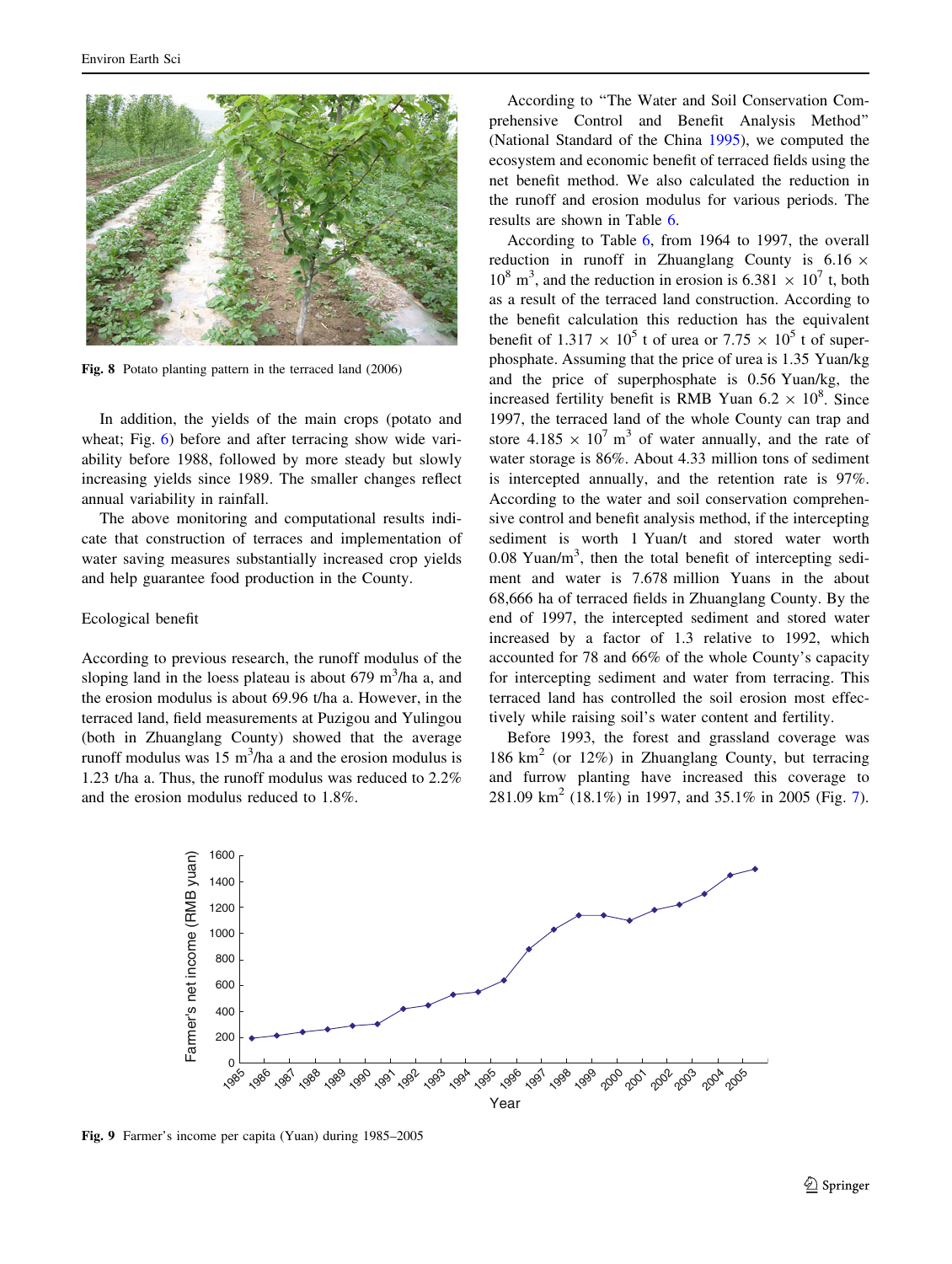Fig. 8 Potato planting pattern in the terraced land (2006)

In addition, the yields of the main crops (potato and wheat; Fig. 6) before and after terracing show wide variability before 1988, followed by more steady but slowly increasing yields since 1989. The smaller changes reflect annual variability in rainfall.

The above monitoring and computational results indicate that construction of terraces and implementation of water saving measures substantially increased crop yields and help guarantee food production in the County.

## Ecological benefit

According to previous research, the runoff modulus of the sloping land in the loess plateau is about 679 $m^3$/ha a, and the erosion modulus is about 69.96 t/ha a. However, in the terraced land, field measurements at Puzigou and Yulingou (both in Zhuanglang County) showed that the average runoff modulus was 15 $m^3$/ha a and the erosion modulus is 1.23 t/ha a. Thus, the runoff modulus was reduced to 2.2% and the erosion modulus reduced to 1.8%.

According to "The Water and Soil Conservation Comprehensive Control and Benefit Analysis Method" (National Standard of the China 1995), we computed the ecosystem and economic benefit of terraced fields using the net benefit method. We also calculated the reduction in the runoff and erosion modulus for various periods. The results are shown in Table 6.

According to Table 6, from 1964 to 1997, the overall reduction in runoff in Zhuanglang County is $6.16 \times 10^8$ $m^3$, and the reduction in erosion is $6.381 \times 10^7$ t, both as a result of the terraced land construction. According to the benefit calculation this reduction has the equivalent benefit of $1.317 \times 10^5$ t of urea or $7.75 \times 10^5$ t of superphosphate. Assuming that the price of urea is 1.35 Yuan/kg and the price of superphosphate is 0.56 Yuan/kg, the increased fertility benefit is RMB Yuan $6.2 \times 10^8$. Since 1997, the terraced land of the whole County can trap and store $4.185 \times 10^7$ $m^3$ of water annually, and the rate of water storage is 86%. About 4.33 million tons of sediment is intercepted annually, and the retention rate is 97%. According to the water and soil conservation comprehensive control and benefit analysis method, if the intercepting sediment is worth 1 Yuan/t and stored water worth 0.08 Yuan/$m^3$, then the total benefit of intercepting sediment and water is 7.678 million Yuans in the about 68,666 ha of terraced fields in Zhuanglang County. By the end of 1997, the intercepted sediment and stored water increased by a factor of 1.3 relative to 1992, which accounted for 78 and 66% of the whole County's capacity for intercepting sediment and water from terracing. This terraced land has controlled the soil erosion most effectively while raising soil's water content and fertility.

Before 1993, the forest and grassland coverage was 186 $km^2$ (or 12%) in Zhuanglang County, but terracing and furrow planting have increased this coverage to 281.09 $km^2$ (18.1%) in 1997, and 35.1% in 2005 (Fig. 7).

Fig. 9 Farmer's income per capita (Yuan) during 1985–2005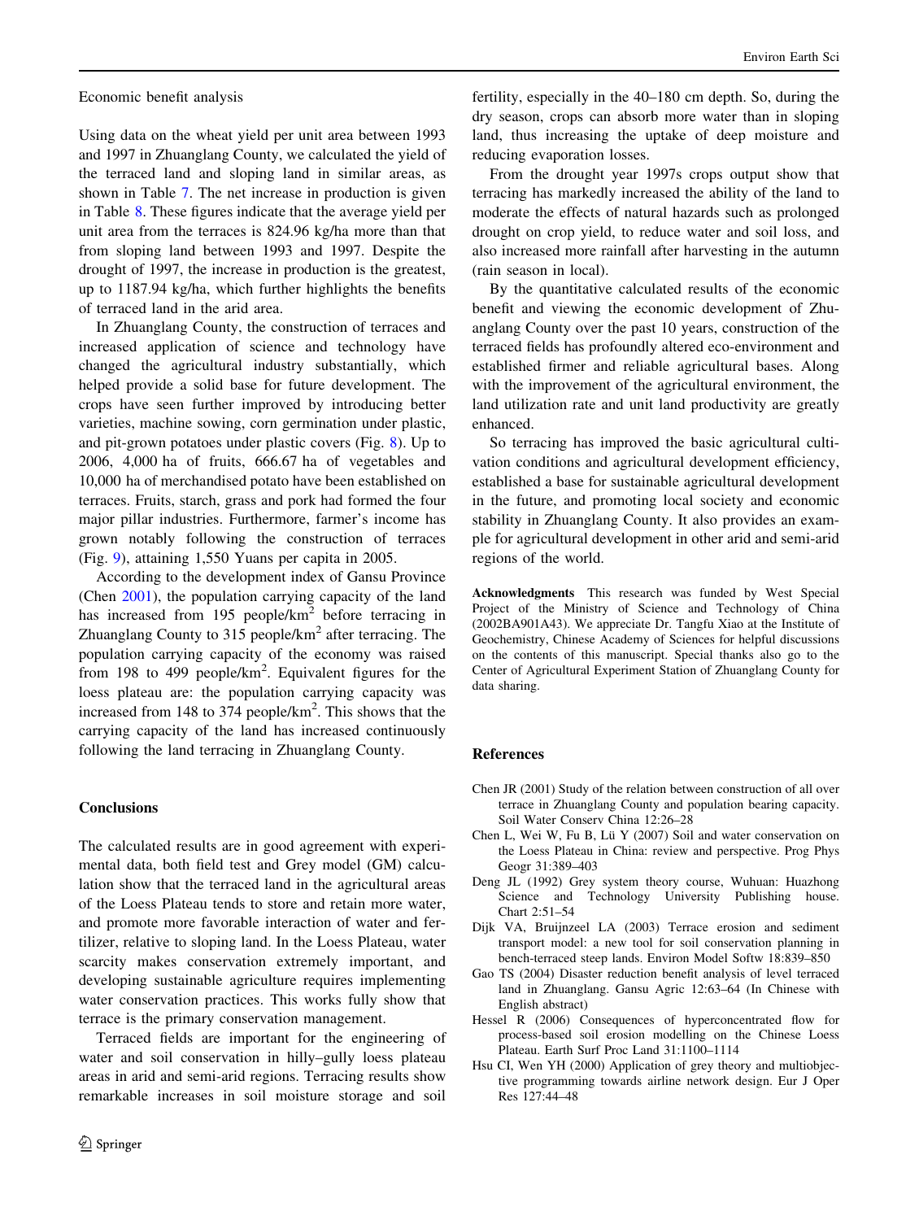Economic benefit analysis

Using data on the wheat yield per unit area between 1993 and 1997 in Zhuanglang County, we calculated the yield of the terraced land and sloping land in similar areas, as shown in Table 7. The net increase in production is given in Table 8. These figures indicate that the average yield per unit area from the terraces is 824.96 kg/ha more than that from sloping land between 1993 and 1997. Despite the drought of 1997, the increase in production is the greatest, up to 1187.94 kg/ha, which further highlights the benefits of terraced land in the arid area.

In Zhuanglang County, the construction of terraces and increased application of science and technology have changed the agricultural industry substantially, which helped provide a solid base for future development. The crops have seen further improved by introducing better varieties, machine sowing, corn germination under plastic, and pit-grown potatoes under plastic covers (Fig. 8). Up to 2006, 4,000 ha of fruits, 666.67 ha of vegetables and 10,000 ha of merchandised potato have been established on terraces. Fruits, starch, grass and pork had formed the four major pillar industries. Furthermore, farmer's income has grown notably following the construction of terraces (Fig. 9), attaining 1,550 Yuans per capita in 2005.

According to the development index of Gansu Province (Chen 2001), the population carrying capacity of the land has increased from 195 people/km$^2$ before terracing in Zhuanglang County to 315 people/km$^2$ after terracing. The population carrying capacity of the economy was raised from 198 to 499 people/km$^2$. Equivalent figures for the loess plateau are: the population carrying capacity was increased from 148 to 374 people/km$^2$. This shows that the carrying capacity of the land has increased continuously following the land terracing in Zhuanglang County.

## Conclusions

The calculated results are in good agreement with experimental data, both field test and Grey model (GM) calculation show that the terraced land in the agricultural areas of the Loess Plateau tends to store and retain more water, and promote more favorable interaction of water and fertilizer, relative to sloping land. In the Loess Plateau, water scarcity makes conservation extremely important, and developing sustainable agriculture requires implementing water conservation practices. This works fully show that terrace is the primary conservation management.

Terraced fields are important for the engineering of water and soil conservation in hilly–gully loess plateau areas in arid and semi-arid regions. Terracing results show remarkable increases in soil moisture storage and soil fertility, especially in the 40–180 cm depth. So, during the dry season, crops can absorb more water than in sloping land, thus increasing the uptake of deep moisture and reducing evaporation losses.

From the drought year 1997s crops output show that terracing has markedly increased the ability of the land to moderate the effects of natural hazards such as prolonged drought on crop yield, to reduce water and soil loss, and also increased more rainfall after harvesting in the autumn (rain season in local).

By the quantitative calculated results of the economic benefit and viewing the economic development of Zhuanglang County over the past 10 years, construction of the terraced fields has profoundly altered eco-environment and established firmer and reliable agricultural bases. Along with the improvement of the agricultural environment, the land utilization rate and unit land productivity are greatly enhanced.

So terracing has improved the basic agricultural cultivation conditions and agricultural development efficiency, established a base for sustainable agricultural development in the future, and promoting local society and economic stability in Zhuanglang County. It also provides an example for agricultural development in other arid and semi-arid regions of the world.

**Acknowledgments** This research was funded by West Special Project of the Ministry of Science and Technology of China (2002BA901A43). We appreciate Dr. Tangfu Xiao at the Institute of Geochemistry, Chinese Academy of Sciences for helpful discussions on the contents of this manuscript. Special thanks also go to the Center of Agricultural Experiment Station of Zhuanglang County for data sharing.

## References

Chen JR (2001) Study of the relation between construction of all over terrace in Zhuanglang County and population bearing capacity. Soil Water Conserv China 12:26–28

Chen L, Wei W, Fu B, Lü Y (2007) Soil and water conservation on the Loess Plateau in China: review and perspective. Prog Phys Geogr 31:389–403

Deng JL (1992) Grey system theory course, Wuhuan: Huazhong Science and Technology University Publishing house. Chart 2:51–54

Dijk VA, Bruijnzeel LA (2003) Terrace erosion and sediment transport model: a new tool for soil conservation planning in bench-terraced steep lands. Environ Model Softw 18:839–850

Gao TS (2004) Disaster reduction benefit analysis of level terraced land in Zhuanglang. Gansu Agric 12:63–64 (In Chinese with English abstract)

Hessel R (2006) Consequences of hyperconcentrated flow for process-based soil erosion modelling on the Chinese Loess Plateau. Earth Surf Proc Land 31:1100–1114

Hsu CI, Wen YH (2000) Application of grey theory and multiobjective programming towards airline network design. Eur J Oper Res 127:44–48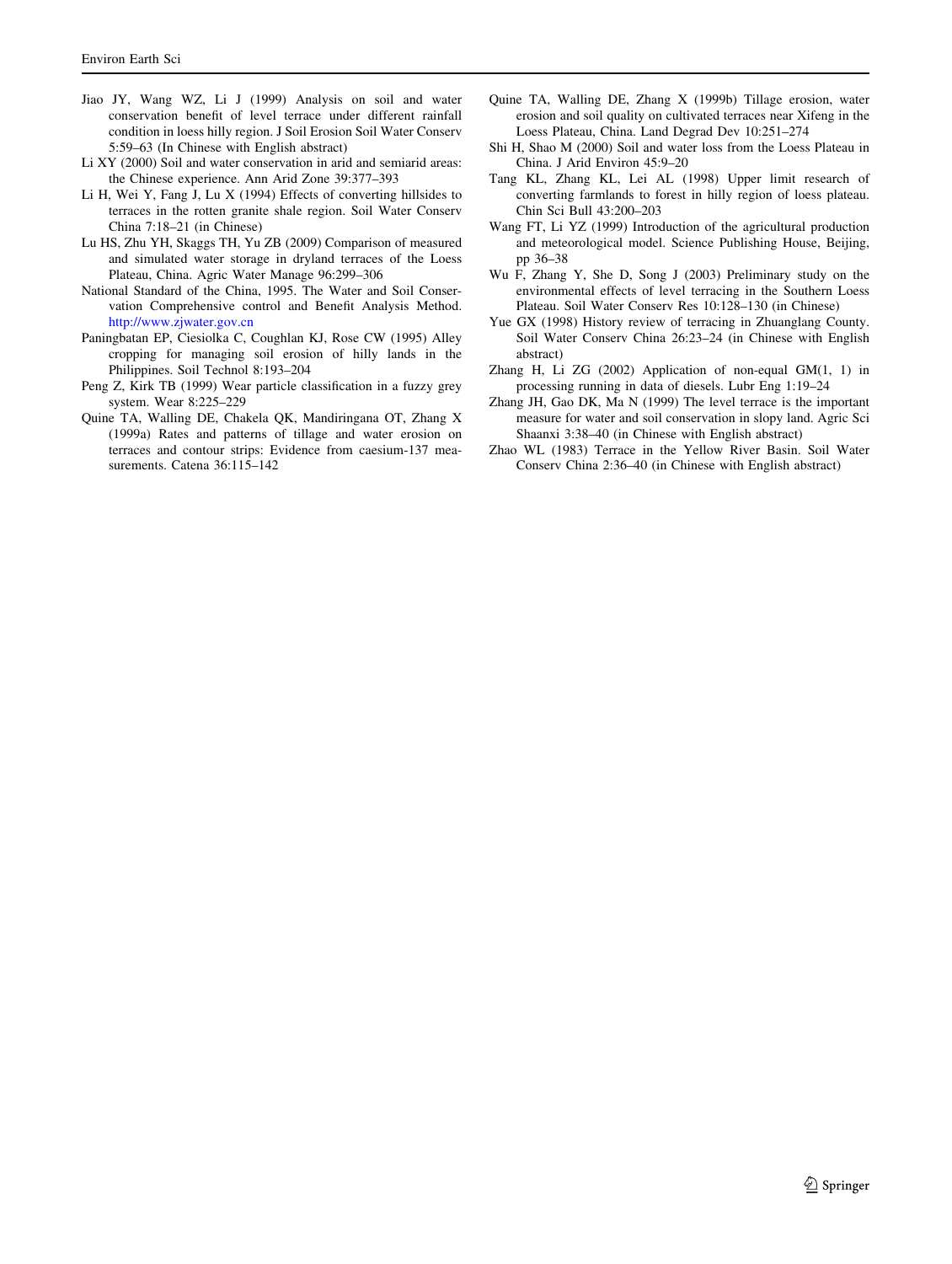Jiao JY, Wang WZ, Li J (1999) Analysis on soil and water conservation benefit of level terrace under different rainfall condition in loess hilly region. J Soil Erosion Soil Water Conserv 5:59–63 (In Chinese with English abstract)

Li XY (2000) Soil and water conservation in arid and semiarid areas: the Chinese experience. Ann Arid Zone 39:377–393

Li H, Wei Y, Fang J, Lu X (1994) Effects of converting hillsides to terraces in the rotten granite shale region. Soil Water Conserv China 7:18–21 (in Chinese)

Lu HS, Zhu YH, Skaggs TH, Yu ZB (2009) Comparison of measured and simulated water storage in dryland terraces of the Loess Plateau, China. Agric Water Manage 96:299–306

National Standard of the China, 1995. The Water and Soil Conservation Comprehensive control and Benefit Analysis Method. http://www.zjwater.gov.cn

Paningbatan EP, Ciesiolka C, Coughlan KJ, Rose CW (1995) Alley cropping for managing soil erosion of hilly lands in the Philippines. Soil Technol 8:193–204

Peng Z, Kirk TB (1999) Wear particle classification in a fuzzy grey system. Wear 8:225–229

Quine TA, Walling DE, Chakela QK, Mandiringana OT, Zhang X (1999a) Rates and patterns of tillage and water erosion on terraces and contour strips: Evidence from caesium-137 measurements. Catena 36:115–142

Quine TA, Walling DE, Zhang X (1999b) Tillage erosion, water erosion and soil quality on cultivated terraces near Xifeng in the Loess Plateau, China. Land Degrad Dev 10:251–274

Shi H, Shao M (2000) Soil and water loss from the Loess Plateau in China. J Arid Environ 45:9–20

Tang KL, Zhang KL, Lei AL (1998) Upper limit research of converting farmlands to forest in hilly region of loess plateau. Chin Sci Bull 43:200–203

Wang FT, Li YZ (1999) Introduction of the agricultural production and meteorological model. Science Publishing House, Beijing, pp 36–38

Wu F, Zhang Y, She D, Song J (2003) Preliminary study on the environmental effects of level terracing in the Southern Loess Plateau. Soil Water Conserv Res 10:128–130 (in Chinese)

Yue GX (1998) History review of terracing in Zhuanglang County. Soil Water Conserv China 26:23–24 (in Chinese with English abstract)

Zhang H, Li ZG (2002) Application of non-equal GM(1, 1) in processing running in data of diesels. Lubr Eng 1:19–24

Zhang JH, Gao DK, Ma N (1999) The level terrace is the important measure for water and soil conservation in slopy land. Agric Sci Shaanxi 3:38–40 (in Chinese with English abstract)

Zhao WL (1983) Terrace in the Yellow River Basin. Soil Water Conserv China 2:36–40 (in Chinese with English abstract)